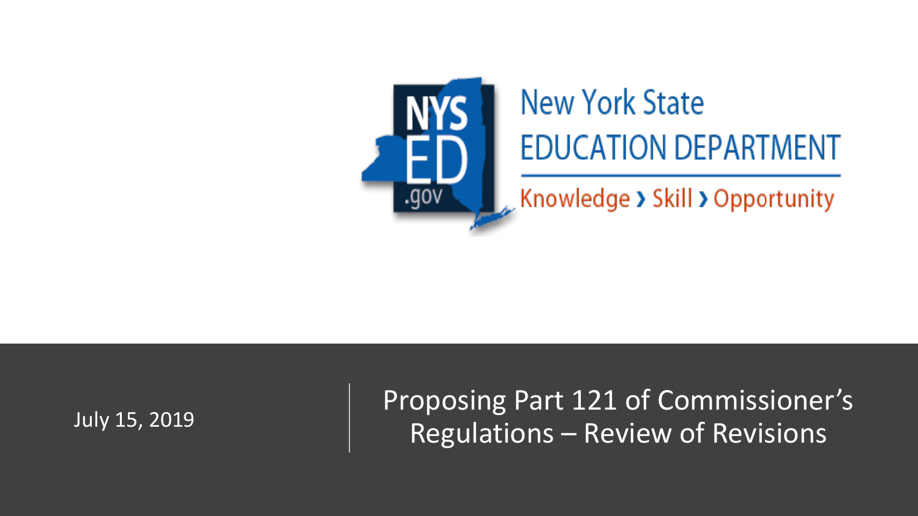New York State
EDUCATION DEPARTMENT
Knowledge › Skill › Opportunity

July 15, 2019

# Proposing Part 121 of Commissioner's Regulations – Review of Revisions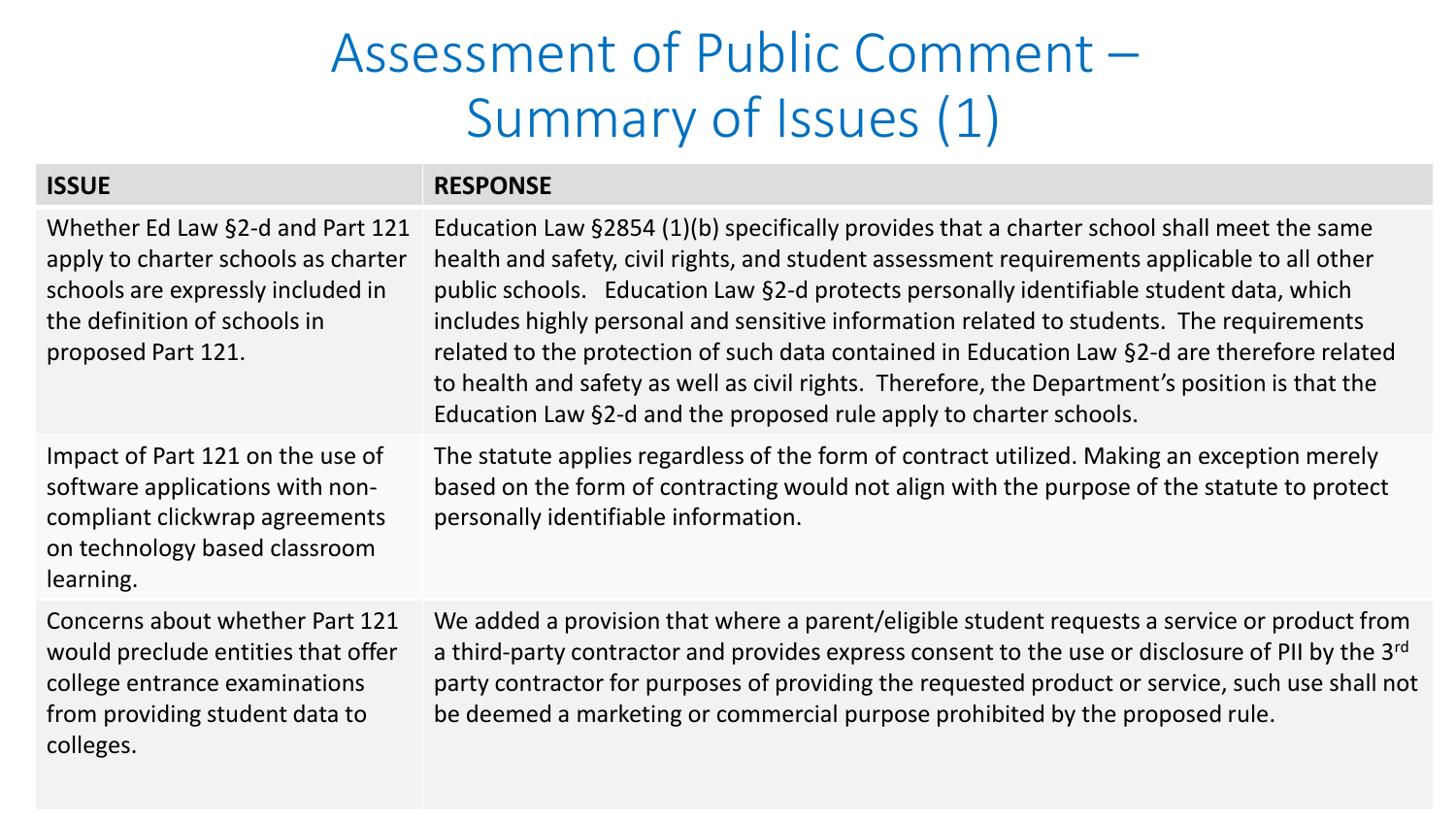# Assessment of Public Comment – Summary of Issues (1)

| ISSUE | RESPONSE |
|---|---|
| Whether Ed Law §2-d and Part 121 apply to charter schools as charter schools are expressly included in the definition of schools in proposed Part 121. | Education Law §2854 (1)(b) specifically provides that a charter school shall meet the same health and safety, civil rights, and student assessment requirements applicable to all other public schools. Education Law §2-d protects personally identifiable student data, which includes highly personal and sensitive information related to students. The requirements related to the protection of such data contained in Education Law §2-d are therefore related to health and safety as well as civil rights. Therefore, the Department's position is that the Education Law §2-d and the proposed rule apply to charter schools. |
| Impact of Part 121 on the use of software applications with non-compliant clickwrap agreements on technology based classroom learning. | The statute applies regardless of the form of contract utilized. Making an exception merely based on the form of contracting would not align with the purpose of the statute to protect personally identifiable information. |
| Concerns about whether Part 121 would preclude entities that offer college entrance examinations from providing student data to colleges. | We added a provision that where a parent/eligible student requests a service or product from a third-party contractor and provides express consent to the use or disclosure of PII by the 3rd party contractor for purposes of providing the requested product or service, such use shall not be deemed a marketing or commercial purpose prohibited by the proposed rule. |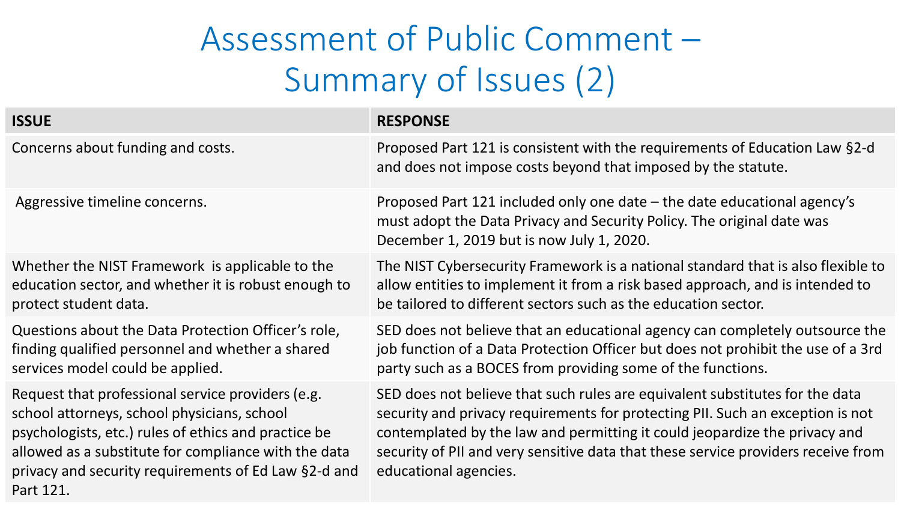# Assessment of Public Comment – Summary of Issues (2)

| ISSUE | RESPONSE |
| --- | --- |
| Concerns about funding and costs. | Proposed Part 121 is consistent with the requirements of Education Law §2-d and does not impose costs beyond that imposed by the statute. |
| Aggressive timeline concerns. | Proposed Part 121 included only one date – the date educational agency's must adopt the Data Privacy and Security Policy. The original date was December 1, 2019 but is now July 1, 2020. |
| Whether the NIST Framework is applicable to the education sector, and whether it is robust enough to protect student data. | The NIST Cybersecurity Framework is a national standard that is also flexible to allow entities to implement it from a risk based approach, and is intended to be tailored to different sectors such as the education sector. |
| Questions about the Data Protection Officer's role, finding qualified personnel and whether a shared services model could be applied. | SED does not believe that an educational agency can completely outsource the job function of a Data Protection Officer but does not prohibit the use of a 3rd party such as a BOCES from providing some of the functions. |
| Request that professional service providers (e.g. school attorneys, school physicians, school psychologists, etc.) rules of ethics and practice be allowed as a substitute for compliance with the data privacy and security requirements of Ed Law §2-d and Part 121. | SED does not believe that such rules are equivalent substitutes for the data security and privacy requirements for protecting PII. Such an exception is not contemplated by the law and permitting it could jeopardize the privacy and security of PII and very sensitive data that these service providers receive from educational agencies. |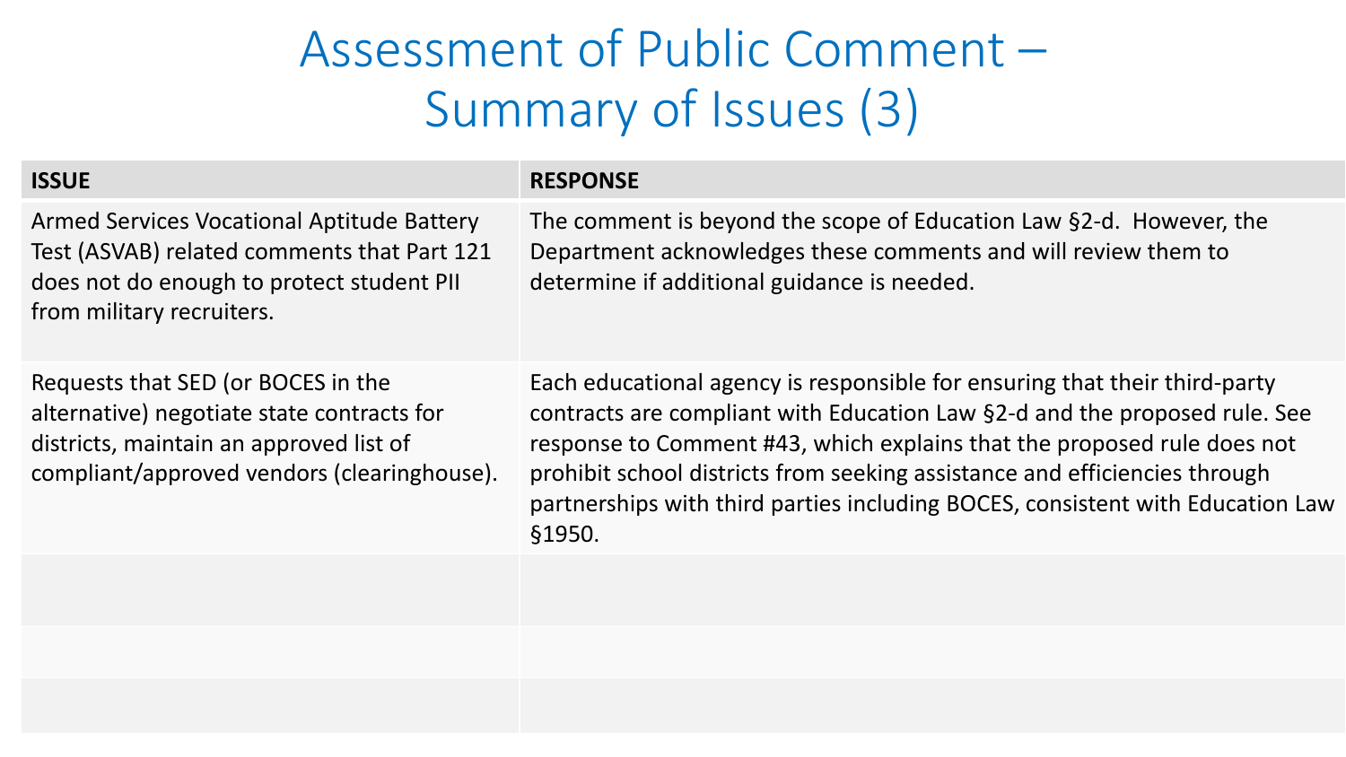# Assessment of Public Comment – Summary of Issues (3)

| ISSUE | RESPONSE |
|---|---|
| Armed Services Vocational Aptitude Battery Test (ASVAB) related comments that Part 121 does not do enough to protect student PII from military recruiters. | The comment is beyond the scope of Education Law §2-d. However, the Department acknowledges these comments and will review them to determine if additional guidance is needed. |
| Requests that SED (or BOCES in the alternative) negotiate state contracts for districts, maintain an approved list of compliant/approved vendors (clearinghouse). | Each educational agency is responsible for ensuring that their third-party contracts are compliant with Education Law §2-d and the proposed rule. See response to Comment #43, which explains that the proposed rule does not prohibit school districts from seeking assistance and efficiencies through partnerships with third parties including BOCES, consistent with Education Law §1950. |
| | |
| | |
| | |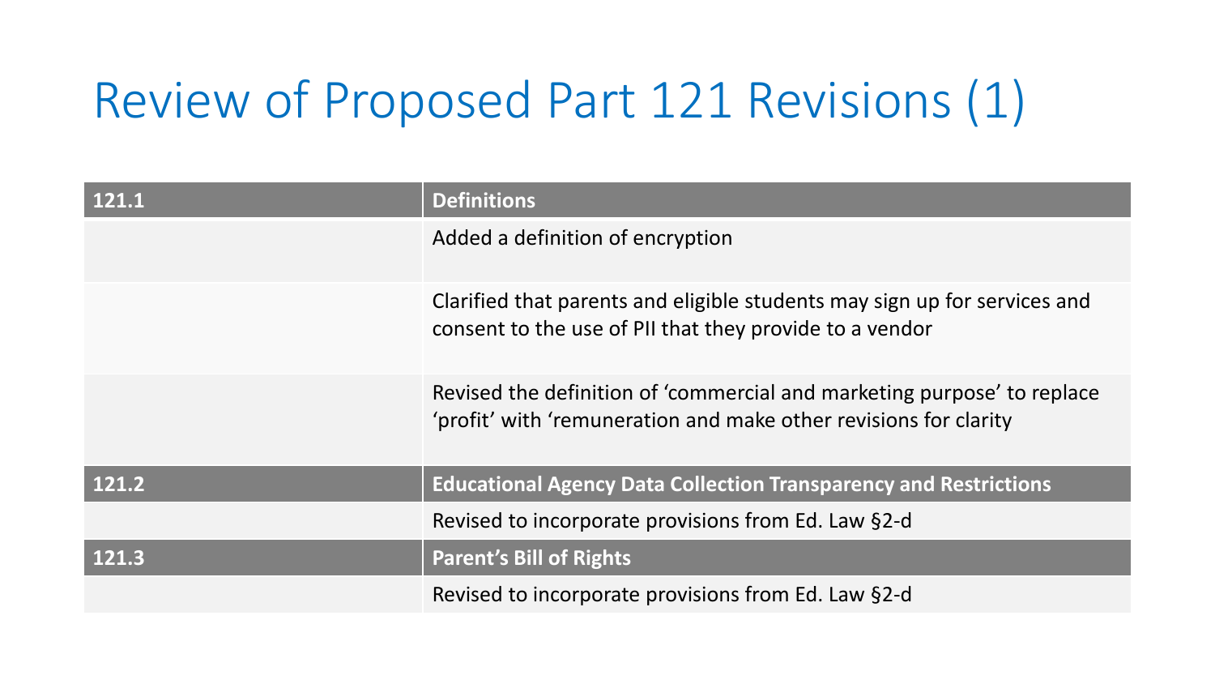# Review of Proposed Part 121 Revisions (1)

| 121.1 | Definitions |
| --- | --- |
| | Added a definition of encryption |
| | Clarified that parents and eligible students may sign up for services and consent to the use of PII that they provide to a vendor |
| | Revised the definition of ‘commercial and marketing purpose’ to replace ‘profit’ with ‘remuneration and make other revisions for clarity |
| **121.2** | **Educational Agency Data Collection Transparency and Restrictions** |
| | Revised to incorporate provisions from Ed. Law §2-d |
| **121.3** | **Parent’s Bill of Rights** |
| | Revised to incorporate provisions from Ed. Law §2-d |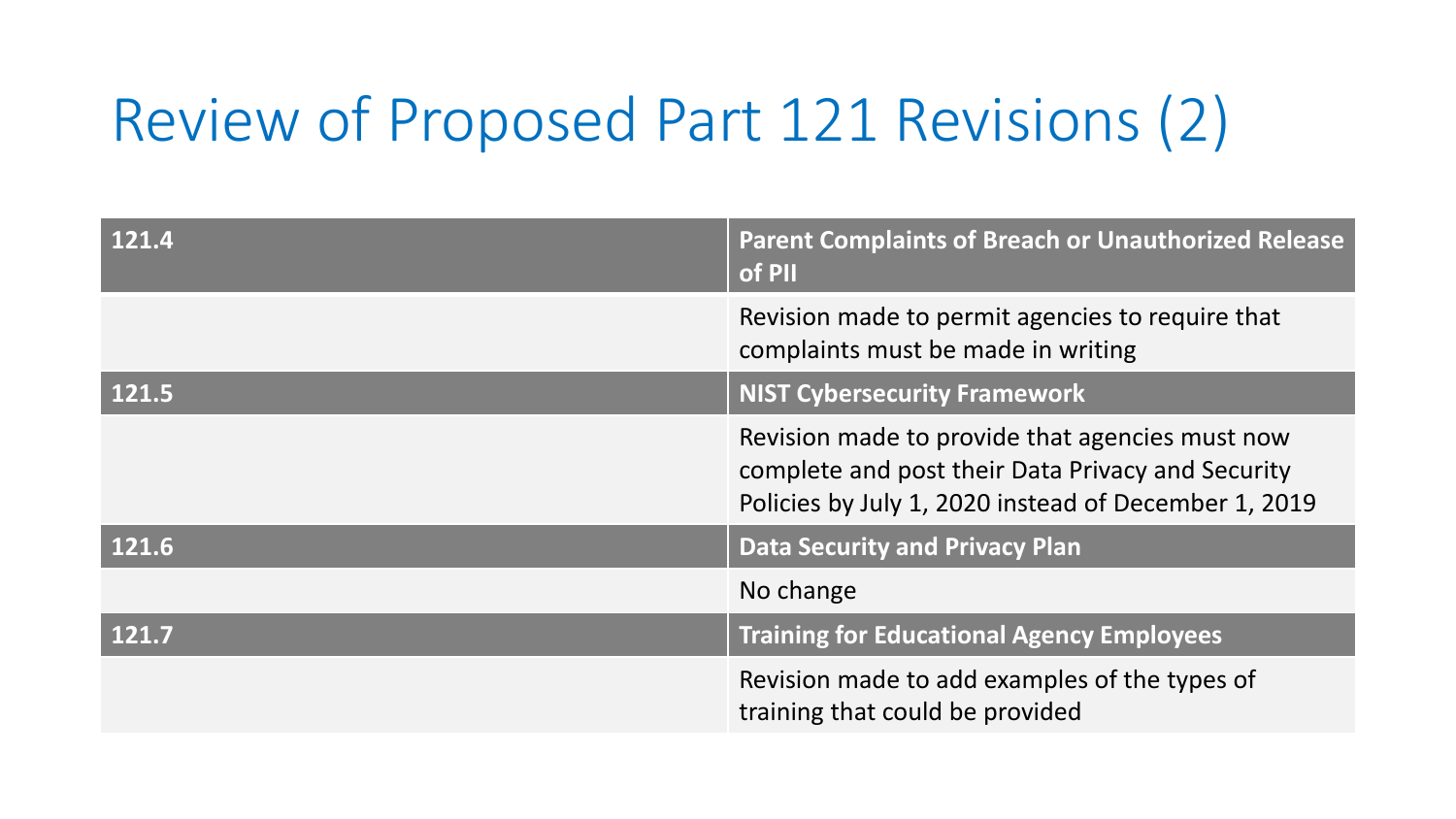# Review of Proposed Part 121 Revisions (2)

| 121.4 | Parent Complaints of Breach or Unauthorized Release of PII |
|---|---|
| | Revision made to permit agencies to require that complaints must be made in writing |
| **121.5** | **NIST Cybersecurity Framework** |
| | Revision made to provide that agencies must now complete and post their Data Privacy and Security Policies by July 1, 2020 instead of December 1, 2019 |
| **121.6** | **Data Security and Privacy Plan** |
| | No change |
| **121.7** | **Training for Educational Agency Employees** |
| | Revision made to add examples of the types of training that could be provided |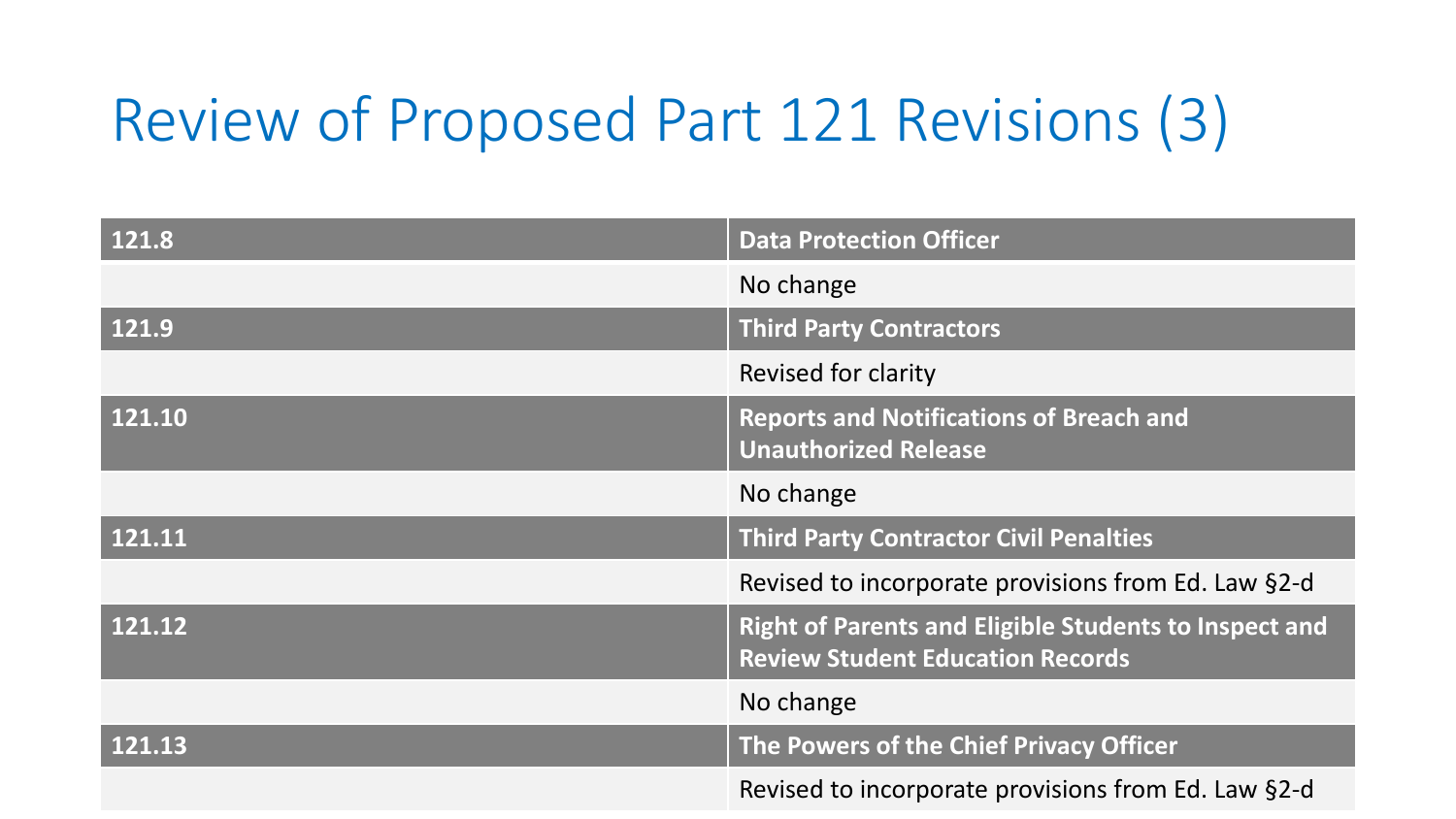# Review of Proposed Part 121 Revisions (3)

| 121.8 | **Data Protection Officer** |
|---|---|
| | No change |
| **121.9** | **Third Party Contractors** |
| | Revised for clarity |
| **121.10** | **Reports and Notifications of Breach and Unauthorized Release** |
| | No change |
| **121.11** | **Third Party Contractor Civil Penalties** |
| | Revised to incorporate provisions from Ed. Law §2-d |
| **121.12** | **Right of Parents and Eligible Students to Inspect and Review Student Education Records** |
| | No change |
| **121.13** | **The Powers of the Chief Privacy Officer** |
| | Revised to incorporate provisions from Ed. Law §2-d |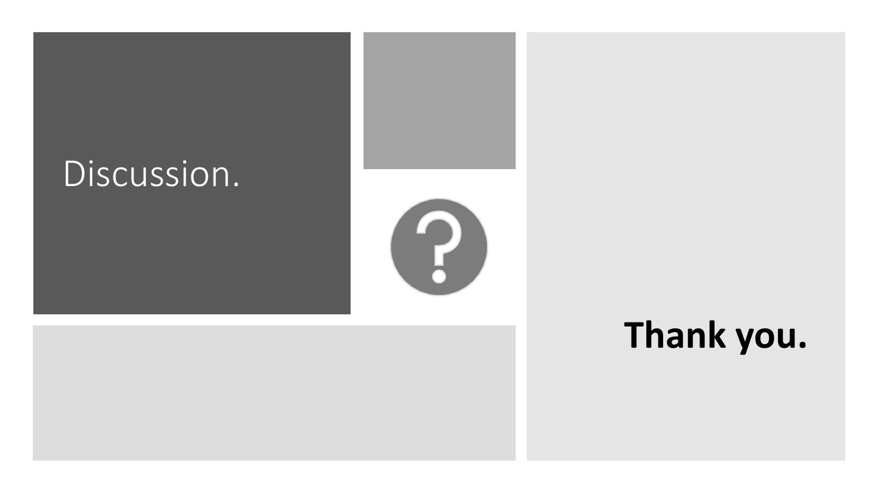# Discussion.

**Thank you.**